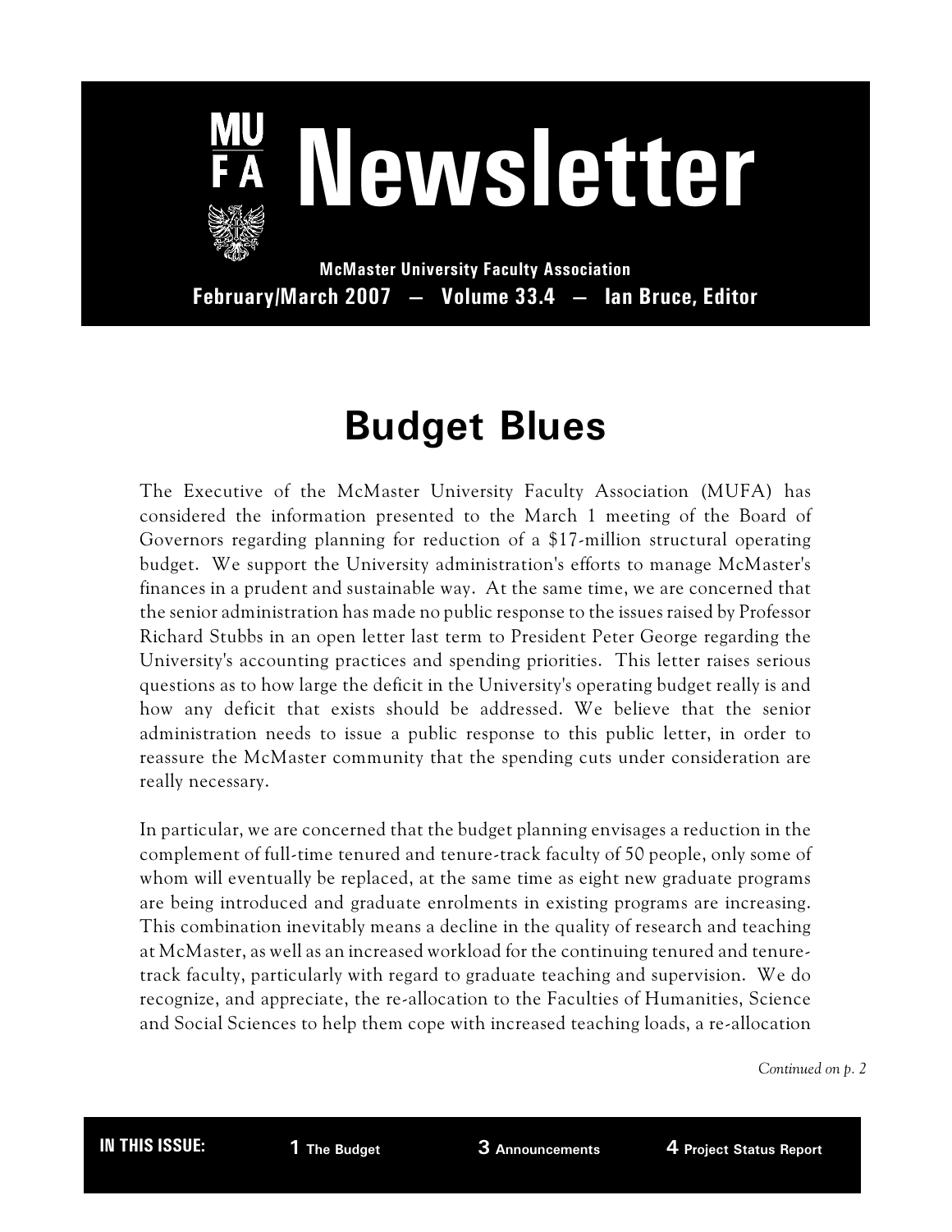# Newsletter

**McMaster University Faculty Association**

**February/March 2007 — Volume 33.4 — Ian Bruce, Editor**

## Budget Blues

The Executive of the McMaster University Faculty Association (MUFA) has considered the information presented to the March 1 meeting of the Board of Governors regarding planning for reduction of a $17-million structural operating budget. We support the University administration's efforts to manage McMaster's finances in a prudent and sustainable way. At the same time, we are concerned that the senior administration has made no public response to the issues raised by Professor Richard Stubbs in an open letter last term to President Peter George regarding the University's accounting practices and spending priorities. This letter raises serious questions as to how large the deficit in the University's operating budget really is and how any deficit that exists should be addressed. We believe that the senior administration needs to issue a public response to this public letter, in order to reassure the McMaster community that the spending cuts under consideration are really necessary.

In particular, we are concerned that the budget planning envisages a reduction in the complement of full-time tenured and tenure-track faculty of 50 people, only some of whom will eventually be replaced, at the same time as eight new graduate programs are being introduced and graduate enrolments in existing programs are increasing. This combination inevitably means a decline in the quality of research and teaching at McMaster, as well as an increased workload for the continuing tenured and tenure-track faculty, particularly with regard to graduate teaching and supervision. We do recognize, and appreciate, the re-allocation to the Faculties of Humanities, Science and Social Sciences to help them cope with increased teaching loads, a re-allocation

*Continued on p. 2*

**IN THIS ISSUE:** **1** The Budget **3** Announcements **4** Project Status Report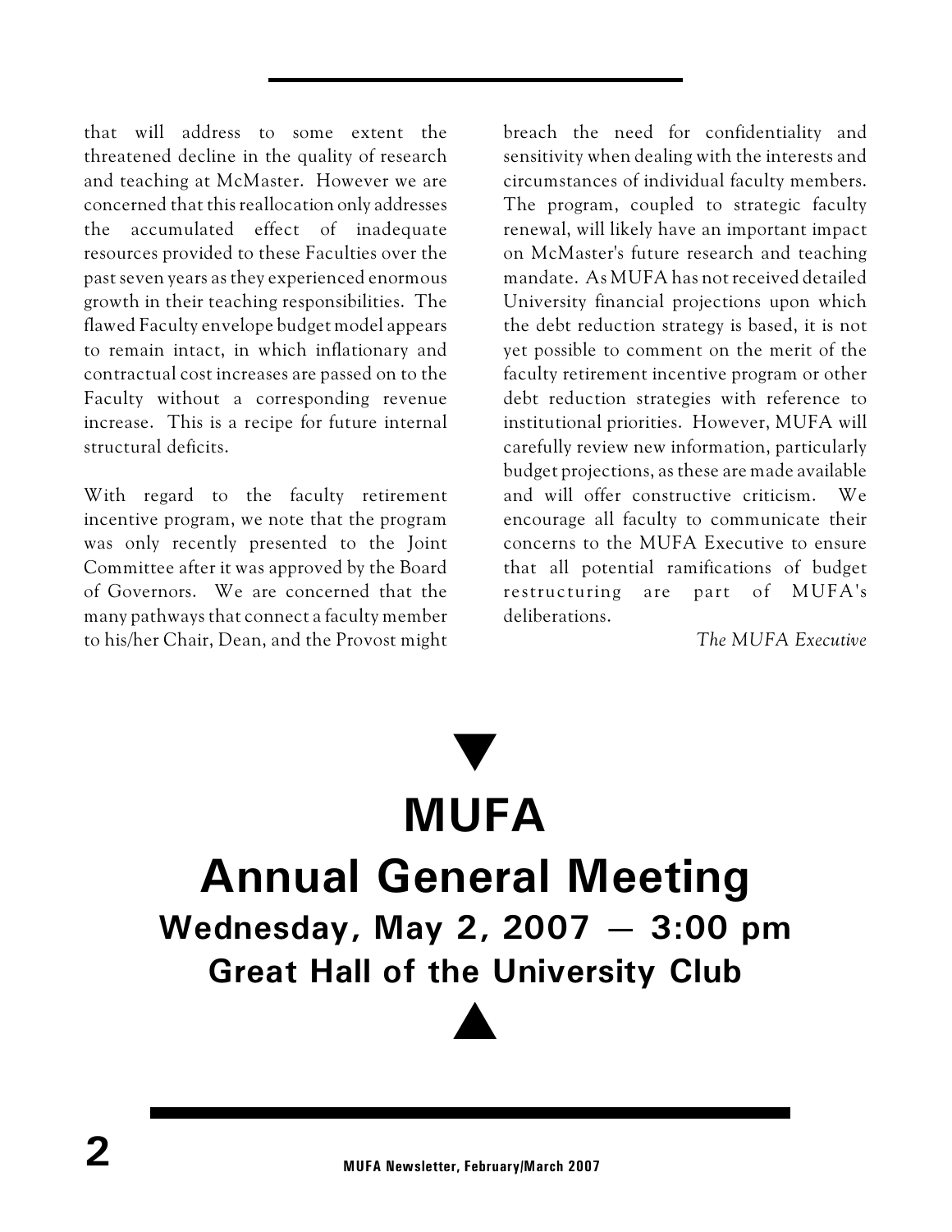that will address to some extent the threatened decline in the quality of research and teaching at McMaster. However we are concerned that this reallocation only addresses the accumulated effect of inadequate resources provided to these Faculties over the past seven years as they experienced enormous growth in their teaching responsibilities. The flawed Faculty envelope budget model appears to remain intact, in which inflationary and contractual cost increases are passed on to the Faculty without a corresponding revenue increase. This is a recipe for future internal structural deficits.

With regard to the faculty retirement incentive program, we note that the program was only recently presented to the Joint Committee after it was approved by the Board of Governors. We are concerned that the many pathways that connect a faculty member to his/her Chair, Dean, and the Provost might breach the need for confidentiality and sensitivity when dealing with the interests and circumstances of individual faculty members. The program, coupled to strategic faculty renewal, will likely have an important impact on McMaster's future research and teaching mandate. As MUFA has not received detailed University financial projections upon which the debt reduction strategy is based, it is not yet possible to comment on the merit of the faculty retirement incentive program or other debt reduction strategies with reference to institutional priorities. However, MUFA will carefully review new information, particularly budget projections, as these are made available and will offer constructive criticism. We encourage all faculty to communicate their concerns to the MUFA Executive to ensure that all potential ramifications of budget restructuring are part of MUFA's deliberations.

*The MUFA Executive*

▼

# MUFA
# Annual General Meeting

## Wednesday, May 2, 2007 — 3:00 pm

### Great Hall of the University Club

▲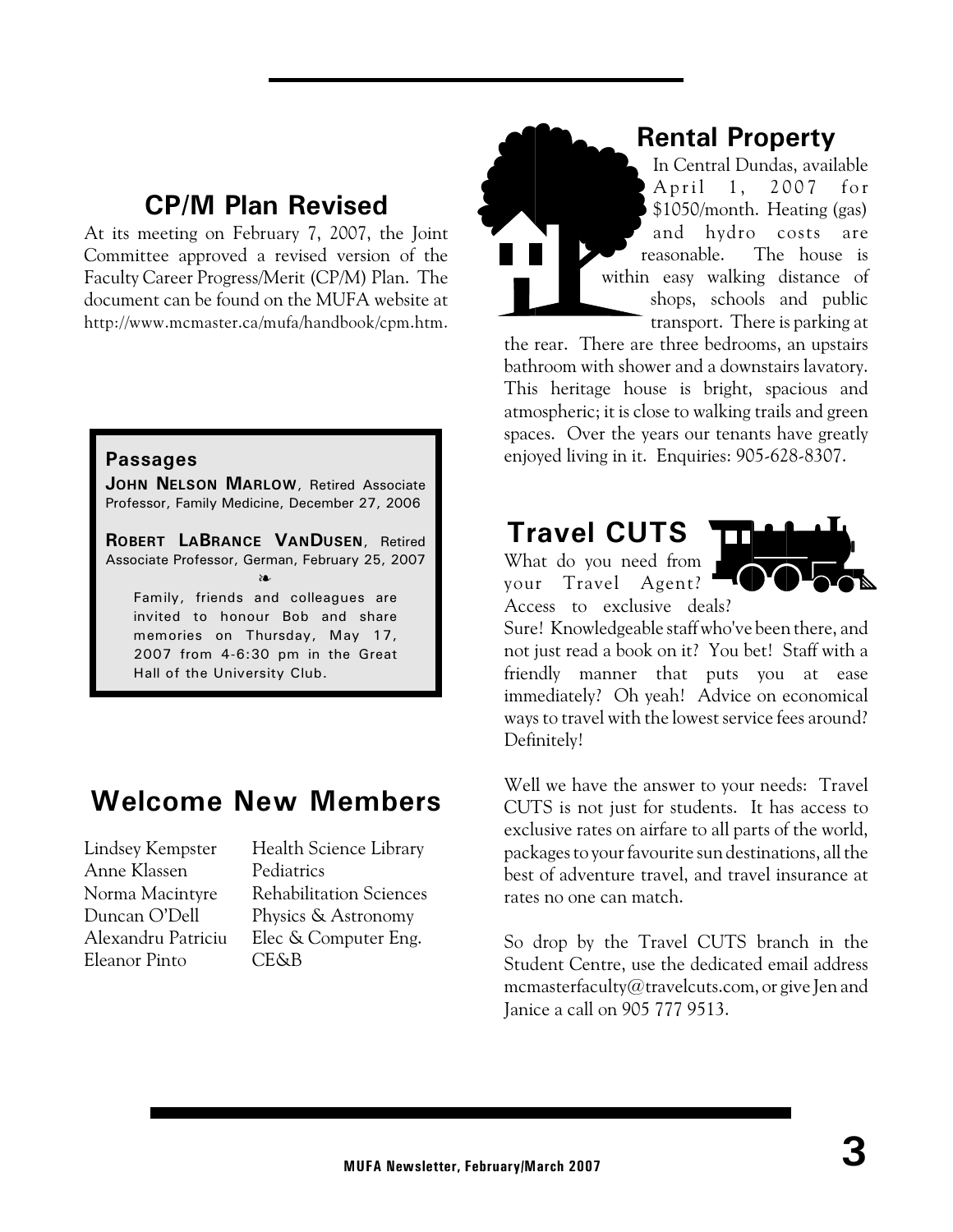## CP/M Plan Revised

At its meeting on February 7, 2007, the Joint Committee approved a revised version of the Faculty Career Progress/Merit (CP/M) Plan. The document can be found on the MUFA website at http://www.mcmaster.ca/mufa/handbook/cpm.htm.

### Passages

**JOHN NELSON MARLOW**, Retired Associate Professor, Family Medicine, December 27, 2006

**ROBERT LABRANCE VANDUSEN**, Retired Associate Professor, German, February 25, 2007

❧

Family, friends and colleagues are invited to honour Bob and share memories on Thursday, May 17, 2007 from 4-6:30 pm in the Great Hall of the University Club.

## Welcome New Members

| | |
|---|---|
| Lindsey Kempster | Health Science Library |
| Anne Klassen | Pediatrics |
| Norma Macintyre | Rehabilitation Sciences |
| Duncan O'Dell | Physics & Astronomy |
| Alexandru Patriciu | Elec & Computer Eng. |
| Eleanor Pinto | CE&B |

## Rental Property

In Central Dundas, available April 1, 2007 for $1050/month. Heating (gas) and hydro costs are reasonable. The house is within easy walking distance of shops, schools and public transport. There is parking at the rear. There are three bedrooms, an upstairs bathroom with shower and a downstairs lavatory. This heritage house is bright, spacious and atmospheric; it is close to walking trails and green spaces. Over the years our tenants have greatly enjoyed living in it. Enquiries: 905-628-8307.

## Travel CUTS

What do you need from your Travel Agent? Access to exclusive deals? Sure! Knowledgeable staff who've been there, and not just read a book on it? You bet! Staff with a friendly manner that puts you at ease immediately? Oh yeah! Advice on economical ways to travel with the lowest service fees around? Definitely!

Well we have the answer to your needs: Travel CUTS is not just for students. It has access to exclusive rates on airfare to all parts of the world, packages to your favourite sun destinations, all the best of adventure travel, and travel insurance at rates no one can match.

So drop by the Travel CUTS branch in the Student Centre, use the dedicated email address mcmasterfaculty@travelcuts.com, or give Jen and Janice a call on 905 777 9513.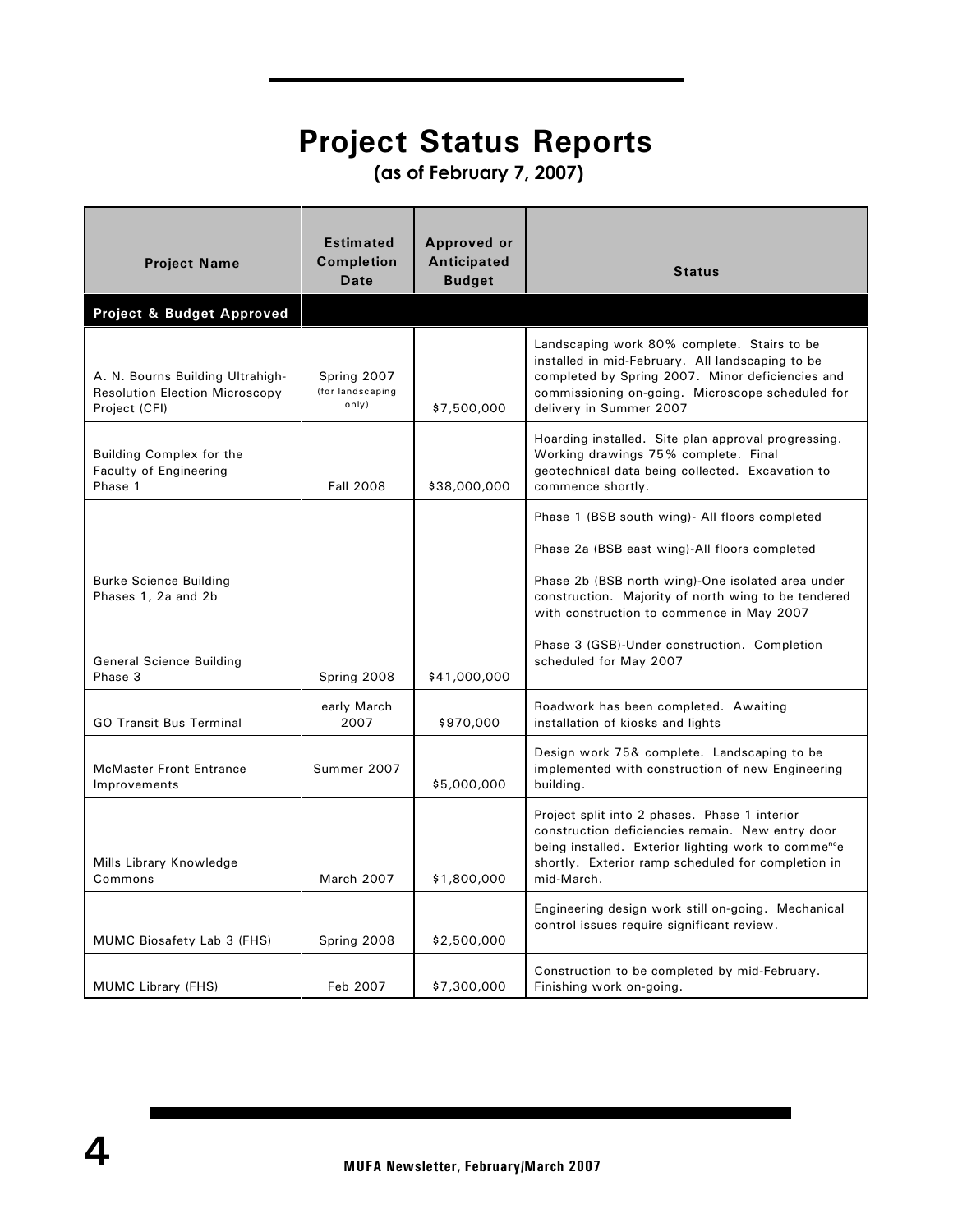# Project Status Reports

## (as of February 7, 2007)

| Project Name | Estimated Completion Date | Approved or Anticipated Budget | Status |
|---|---|---|---|
| **Project & Budget Approved** | | | |
| A. N. Bourns Building Ultrahigh-Resolution Election Microscopy Project (CFI) | Spring 2007 (for landscaping only) | $7,500,000 | Landscaping work 80% complete. Stairs to be installed in mid-February. All landscaping to be completed by Spring 2007. Minor deficiencies and commissioning on-going. Microscope scheduled for delivery in Summer 2007 |
| Building Complex for the Faculty of Engineering Phase 1 | Fall 2008 | $38,000,000 | Hoarding installed. Site plan approval progressing. Working drawings 75% complete. Final geotechnical data being collected. Excavation to commence shortly. |
| Burke Science Building Phases 1, 2a and 2b<br><br>General Science Building Phase 3 | Spring 2008 | $41,000,000 | Phase 1 (BSB south wing)- All floors completed<br><br>Phase 2a (BSB east wing)-All floors completed<br><br>Phase 2b (BSB north wing)-One isolated area under construction. Majority of north wing to be tendered with construction to commence in May 2007<br><br>Phase 3 (GSB)-Under construction. Completion scheduled for May 2007 |
| GO Transit Bus Terminal | early March 2007 | $970,000 | Roadwork has been completed. Awaiting installation of kiosks and lights |
| McMaster Front Entrance Improvements | Summer 2007 | $5,000,000 | Design work 75& complete. Landscaping to be implemented with construction of new Engineering building. |
| Mills Library Knowledge Commons | March 2007 | $1,800,000 | Project split into 2 phases. Phase 1 interior construction deficiencies remain. New entry door being installed. Exterior lighting work to commence shortly. Exterior ramp scheduled for completion in mid-March. |
| MUMC Biosafety Lab 3 (FHS) | Spring 2008 | $2,500,000 | Engineering design work still on-going. Mechanical control issues require significant review. |
| MUMC Library (FHS) | Feb 2007 | $7,300,000 | Construction to be completed by mid-February. Finishing work on-going. |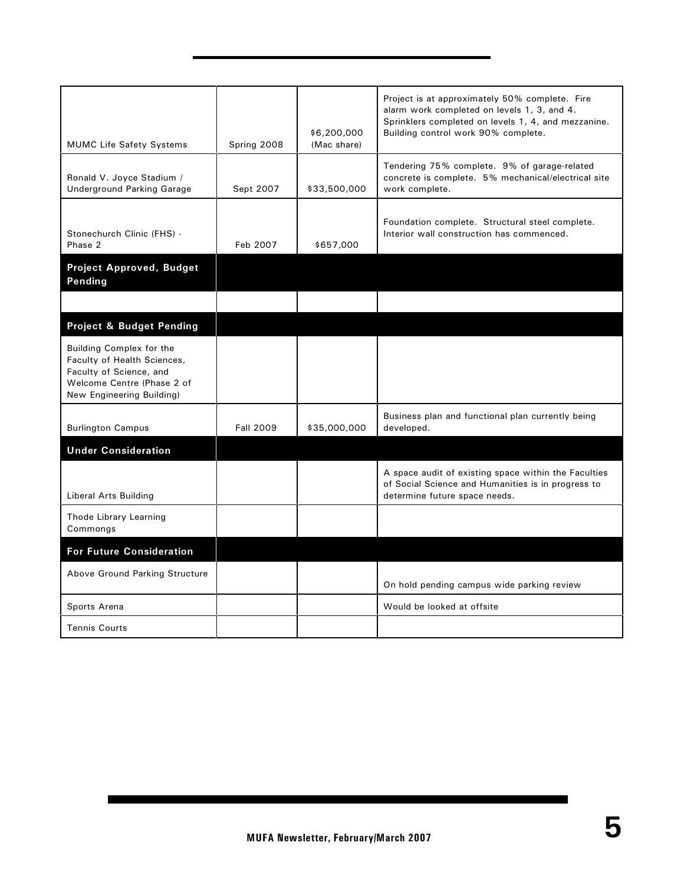| | | | |
|---|---|---|---|
| MUMC Life Safety Systems | Spring 2008 | $6,200,000 (Mac share) | Project is at approximately 50% complete. Fire alarm work completed on levels 1, 3, and 4. Sprinklers completed on levels 1, 4, and mezzanine. Building control work 90% complete. |
| Ronald V. Joyce Stadium / Underground Parking Garage | Sept 2007 | $33,500,000 | Tendering 75% complete. 9% of garage-related concrete is complete. 5% mechanical/electrical site work complete. |
| Stonechurch Clinic (FHS) - Phase 2 | Feb 2007 | $657,000 | Foundation complete. Structural steel complete. Interior wall construction has commenced. |
| **Project Approved, Budget Pending** | | | |
| | | | |
| **Project & Budget Pending** | | | |
| Building Complex for the Faculty of Health Sciences, Faculty of Science, and Welcome Centre (Phase 2 of New Engineering Building) | | | |
| Burlington Campus | Fall 2009 | $35,000,000 | Business plan and functional plan currently being developed. |
| **Under Consideration** | | | |
| Liberal Arts Building | | | A space audit of existing space within the Faculties of Social Science and Humanities is in progress to determine future space needs. |
| Thode Library Learning Commongs | | | |
| **For Future Consideration** | | | |
| Above Ground Parking Structure | | | On hold pending campus wide parking review |
| Sports Arena | | | Would be looked at offsite |
| Tennis Courts | | | |